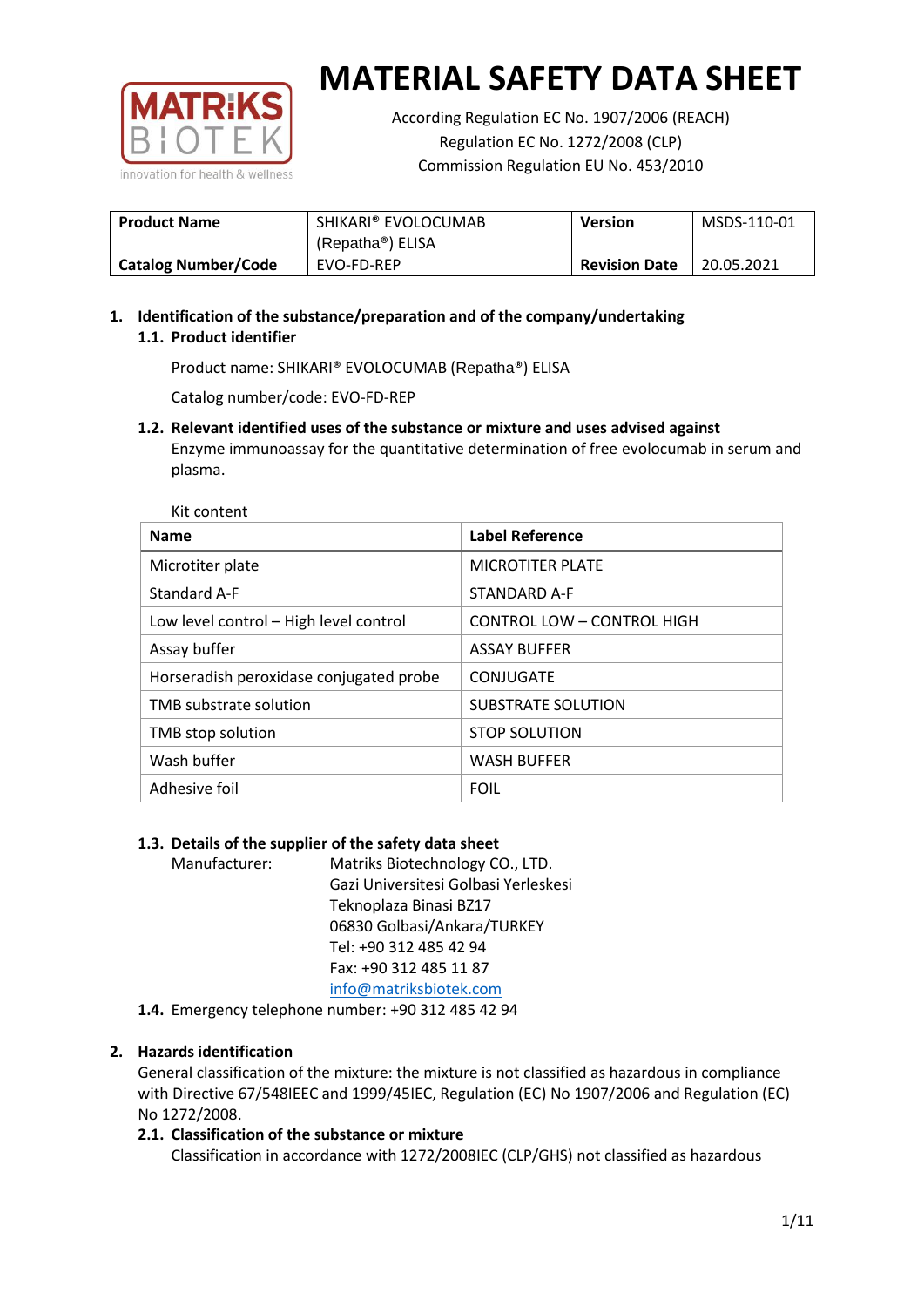# MATERIAL SAFETY DATA SHEET

According Regulation EC No. 1907/2006 (REACH)
Regulation EC No. 1272/2008 (CLP)
Commission Regulation EU No. 453/2010

| **Product Name** | SHIKARI® EVOLOCUMAB (Repatha®) ELISA | **Version** | MSDS-110-01 |
|---|---|---|---|
| **Catalog Number/Code** | EVO-FD-REP | **Revision Date** | 20.05.2021 |

## 1. Identification of the substance/preparation and of the company/undertaking

### 1.1. Product identifier

Product name: SHIKARI® EVOLOCUMAB (Repatha®) ELISA

Catalog number/code: EVO-FD-REP

### 1.2. Relevant identified uses of the substance or mixture and uses advised against

Enzyme immunoassay for the quantitative determination of free evolocumab in serum and plasma.

Kit content

| Name | Label Reference |
|---|---|
| Microtiter plate | MICROTITER PLATE |
| Standard A-F | STANDARD A-F |
| Low level control – High level control | CONTROL LOW – CONTROL HIGH |
| Assay buffer | ASSAY BUFFER |
| Horseradish peroxidase conjugated probe | CONJUGATE |
| TMB substrate solution | SUBSTRATE SOLUTION |
| TMB stop solution | STOP SOLUTION |
| Wash buffer | WASH BUFFER |
| Adhesive foil | FOIL |

### 1.3. Details of the supplier of the safety data sheet

Manufacturer: Matriks Biotechnology CO., LTD.
Gazi Universitesi Golbasi Yerleskesi
Teknoplaza Binasi BZ17
06830 Golbasi/Ankara/TURKEY
Tel: +90 312 485 42 94
Fax: +90 312 485 11 87
info@matriksbiotek.com

### 1.4. Emergency telephone number: +90 312 485 42 94

## 2. Hazards identification

General classification of the mixture: the mixture is not classified as hazardous in compliance with Directive 67/548IEEC and 1999/45IEC, Regulation (EC) No 1907/2006 and Regulation (EC) No 1272/2008.

### 2.1. Classification of the substance or mixture

Classification in accordance with 1272/2008IEC (CLP/GHS) not classified as hazardous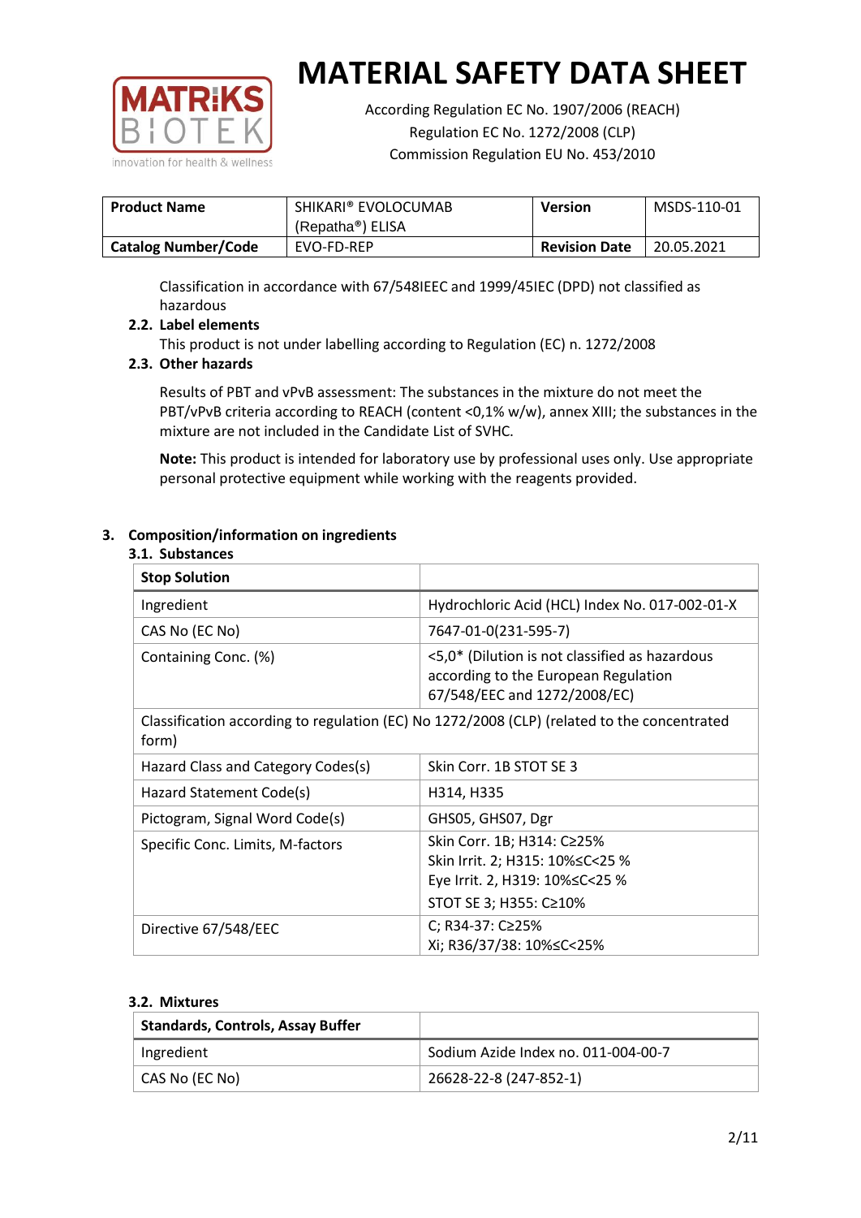# MATERIAL SAFETY DATA SHEET

According Regulation EC No. 1907/2006 (REACH)
Regulation EC No. 1272/2008 (CLP)
Commission Regulation EU No. 453/2010

| **Product Name** | SHIKARI® EVOLOCUMAB (Repatha®) ELISA | **Version** | MSDS-110-01 |
|---|---|---|---|
| **Catalog Number/Code** | EVO-FD-REP | **Revision Date** | 20.05.2021 |

Classification in accordance with 67/548IEEC and 1999/45IEC (DPD) not classified as hazardous

### 2.2. Label elements

This product is not under labelling according to Regulation (EC) n. 1272/2008

### 2.3. Other hazards

Results of PBT and vPvB assessment: The substances in the mixture do not meet the PBT/vPvB criteria according to REACH (content <0,1% w/w), annex XIII; the substances in the mixture are not included in the Candidate List of SVHC.

**Note:** This product is intended for laboratory use by professional uses only. Use appropriate personal protective equipment while working with the reagents provided.

## 3. Composition/information on ingredients

### 3.1. Substances

| **Stop Solution** | |
|---|---|
| Ingredient | Hydrochloric Acid (HCL) Index No. 017-002-01-X |
| CAS No (EC No) | 7647-01-0(231-595-7) |
| Containing Conc. (%) | <5,0* (Dilution is not classified as hazardous according to the European Regulation 67/548/EEC and 1272/2008/EC) |
| Classification according to regulation (EC) No 1272/2008 (CLP) (related to the concentrated form) | |
| Hazard Class and Category Codes(s) | Skin Corr. 1B STOT SE 3 |
| Hazard Statement Code(s) | H314, H335 |
| Pictogram, Signal Word Code(s) | GHS05, GHS07, Dgr |
| Specific Conc. Limits, M-factors | Skin Corr. 1B; H314: C≥25%<br>Skin Irrit. 2; H315: 10%≤C<25 %<br>Eye Irrit. 2, H319: 10%≤C<25 %<br>STOT SE 3; H355: C≥10% |
| Directive 67/548/EEC | C; R34-37: C≥25%<br>Xi; R36/37/38: 10%≤C<25% |

### 3.2. Mixtures

| **Standards, Controls, Assay Buffer** | |
|---|---|
| Ingredient | Sodium Azide Index no. 011-004-00-7 |
| CAS No (EC No) | 26628-22-8 (247-852-1) |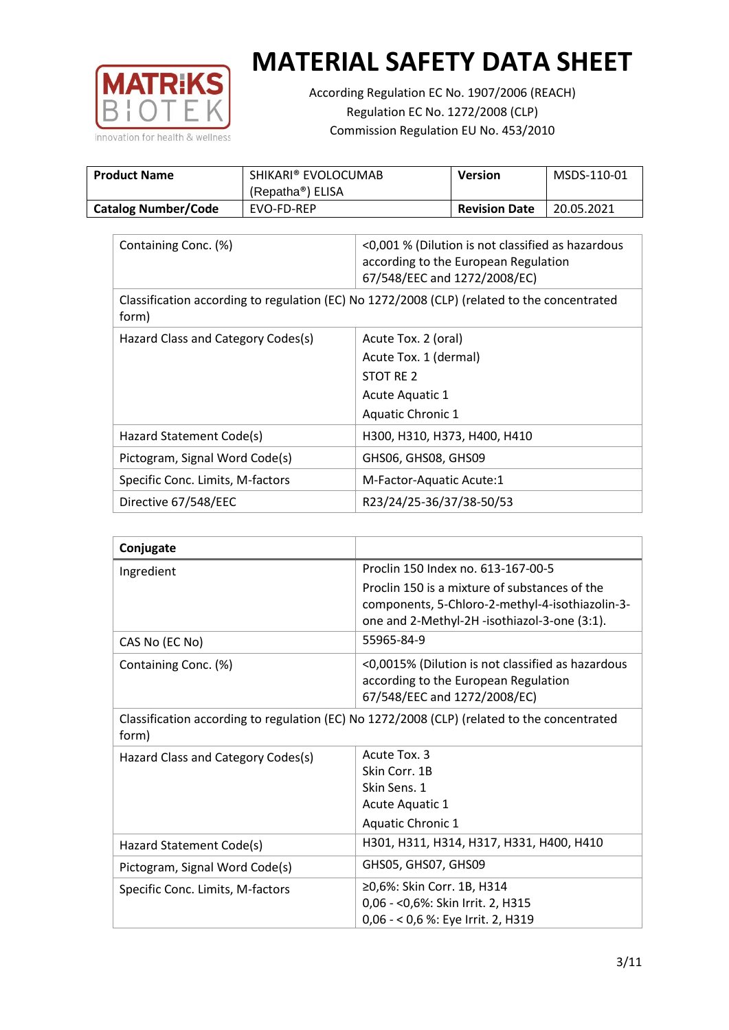# MATERIAL SAFETY DATA SHEET

According Regulation EC No. 1907/2006 (REACH)
Regulation EC No. 1272/2008 (CLP)
Commission Regulation EU No. 453/2010

| **Product Name** | SHIKARI® EVOLOCUMAB (Repatha®) ELISA | **Version** | MSDS-110-01 |
|---|---|---|---|
| **Catalog Number/Code** | EVO-FD-REP | **Revision Date** | 20.05.2021 |

| | |
|---|---|
| Containing Conc. (%) | <0,001 % (Dilution is not classified as hazardous according to the European Regulation 67/548/EEC and 1272/2008/EC) |
| Classification according to regulation (EC) No 1272/2008 (CLP) (related to the concentrated form) | |
| Hazard Class and Category Codes(s) | Acute Tox. 2 (oral)<br>Acute Tox. 1 (dermal)<br>STOT RE 2<br>Acute Aquatic 1<br>Aquatic Chronic 1 |
| Hazard Statement Code(s) | H300, H310, H373, H400, H410 |
| Pictogram, Signal Word Code(s) | GHS06, GHS08, GHS09 |
| Specific Conc. Limits, M-factors | M-Factor-Aquatic Acute:1 |
| Directive 67/548/EEC | R23/24/25-36/37/38-50/53 |

| **Conjugate** | |
|---|---|
| Ingredient | Proclin 150 Index no. 613-167-00-5<br>Proclin 150 is a mixture of substances of the components, 5-Chloro-2-methyl-4-isothiazolin-3-one and 2-Methyl-2H -isothiazol-3-one (3:1). |
| CAS No (EC No) | 55965-84-9 |
| Containing Conc. (%) | <0,0015% (Dilution is not classified as hazardous according to the European Regulation 67/548/EEC and 1272/2008/EC) |
| Classification according to regulation (EC) No 1272/2008 (CLP) (related to the concentrated form) | |
| Hazard Class and Category Codes(s) | Acute Tox. 3<br>Skin Corr. 1B<br>Skin Sens. 1<br>Acute Aquatic 1<br>Aquatic Chronic 1 |
| Hazard Statement Code(s) | H301, H311, H314, H317, H331, H400, H410 |
| Pictogram, Signal Word Code(s) | GHS05, GHS07, GHS09 |
| Specific Conc. Limits, M-factors | ≥0,6%: Skin Corr. 1B, H314<br>0,06 - <0,6%: Skin Irrit. 2, H315<br>0,06 - < 0,6 %: Eye Irrit. 2, H319 |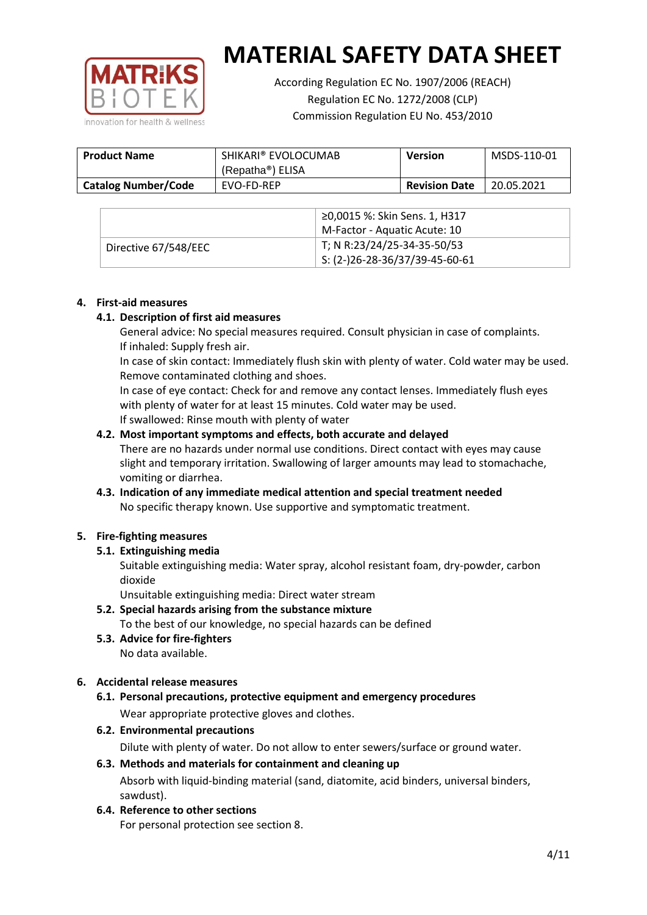| Product Name | SHIKARI® EVOLOCUMAB (Repatha®) ELISA | Version | MSDS-110-01 |
|---|---|---|---|
| Catalog Number/Code | EVO-FD-REP | Revision Date | 20.05.2021 |

| | |
|---|---|
| | ≥0,0015 %: Skin Sens. 1, H317<br>M-Factor - Aquatic Acute: 10 |
| Directive 67/548/EEC | T; N R:23/24/25-34-35-50/53<br>S: (2-)26-28-36/37/39-45-60-61 |

## 4. First-aid measures

### 4.1. Description of first aid measures

General advice: No special measures required. Consult physician in case of complaints.
If inhaled: Supply fresh air.
In case of skin contact: Immediately flush skin with plenty of water. Cold water may be used. Remove contaminated clothing and shoes.
In case of eye contact: Check for and remove any contact lenses. Immediately flush eyes with plenty of water for at least 15 minutes. Cold water may be used.
If swallowed: Rinse mouth with plenty of water

### 4.2. Most important symptoms and effects, both accurate and delayed

There are no hazards under normal use conditions. Direct contact with eyes may cause slight and temporary irritation. Swallowing of larger amounts may lead to stomachache, vomiting or diarrhea.

### 4.3. Indication of any immediate medical attention and special treatment needed

No specific therapy known. Use supportive and symptomatic treatment.

## 5. Fire-fighting measures

### 5.1. Extinguishing media

Suitable extinguishing media: Water spray, alcohol resistant foam, dry-powder, carbon dioxide
Unsuitable extinguishing media: Direct water stream

### 5.2. Special hazards arising from the substance mixture

To the best of our knowledge, no special hazards can be defined

### 5.3. Advice for fire-fighters

No data available.

## 6. Accidental release measures

### 6.1. Personal precautions, protective equipment and emergency procedures

Wear appropriate protective gloves and clothes.

### 6.2. Environmental precautions

Dilute with plenty of water. Do not allow to enter sewers/surface or ground water.

### 6.3. Methods and materials for containment and cleaning up

Absorb with liquid-binding material (sand, diatomite, acid binders, universal binders, sawdust).

### 6.4. Reference to other sections

For personal protection see section 8.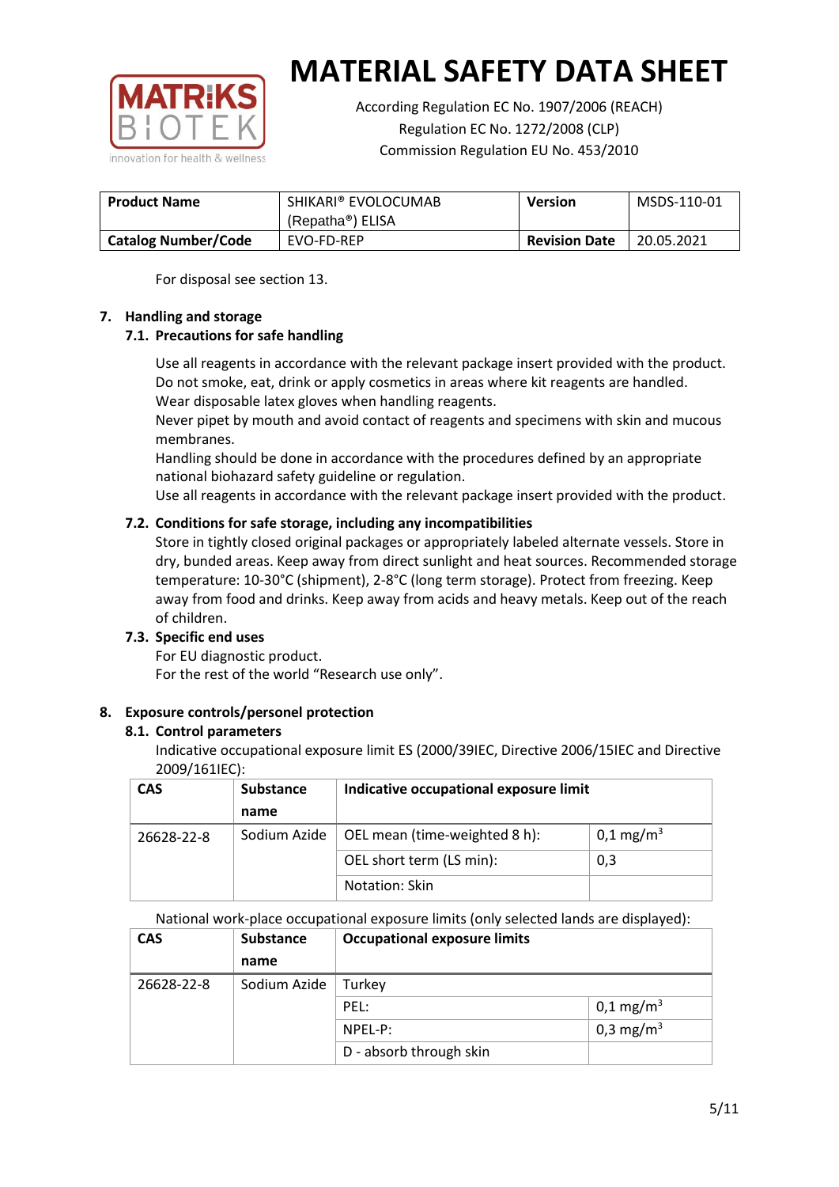For disposal see section 13.

## 7. Handling and storage

### 7.1. Precautions for safe handling

Use all reagents in accordance with the relevant package insert provided with the product.
Do not smoke, eat, drink or apply cosmetics in areas where kit reagents are handled.
Wear disposable latex gloves when handling reagents.
Never pipet by mouth and avoid contact of reagents and specimens with skin and mucous membranes.
Handling should be done in accordance with the procedures defined by an appropriate national biohazard safety guideline or regulation.
Use all reagents in accordance with the relevant package insert provided with the product.

### 7.2. Conditions for safe storage, including any incompatibilities

Store in tightly closed original packages or appropriately labeled alternate vessels. Store in dry, bunded areas. Keep away from direct sunlight and heat sources. Recommended storage temperature: 10-30°C (shipment), 2-8°C (long term storage). Protect from freezing. Keep away from food and drinks. Keep away from acids and heavy metals. Keep out of the reach of children.

### 7.3. Specific end uses

For EU diagnostic product.
For the rest of the world "Research use only".

## 8. Exposure controls/personel protection

### 8.1. Control parameters

Indicative occupational exposure limit ES (2000/39IEC, Directive 2006/15IEC and Directive 2009/161IEC):

| CAS | Substance name | Indicative occupational exposure limit | |
|---|---|---|---|
| 26628-22-8 | Sodium Azide | OEL mean (time-weighted 8 h): | 0,1 mg/m$^3$ |
| | | OEL short term (LS min): | 0,3 |
| | | Notation: Skin | |

National work-place occupational exposure limits (only selected lands are displayed):

| CAS | Substance name | Occupational exposure limits | |
|---|---|---|---|
| 26628-22-8 | Sodium Azide | Turkey | |
| | | PEL: | 0,1 mg/m$^3$ |
| | | NPEL-P: | 0,3 mg/m$^3$ |
| | | D - absorb through skin | |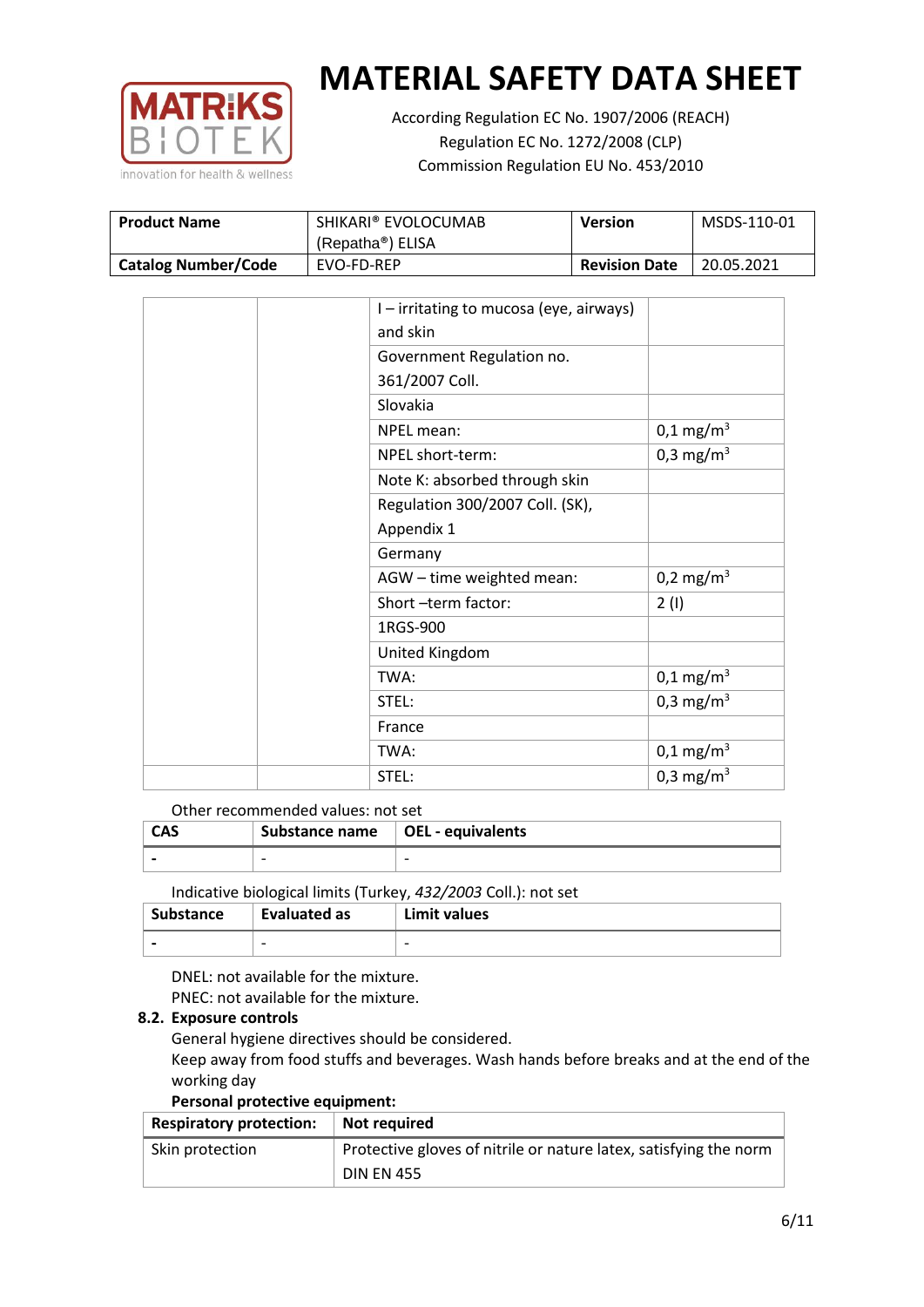| | | | |
|---|---|---|---|
| | | I – irritating to mucosa (eye, airways) and skin | |
| | | Government Regulation no. 361/2007 Coll. | |
| | | Slovakia | |
| | | NPEL mean: | 0,1 mg/m$^3$ |
| | | NPEL short-term: | 0,3 mg/m$^3$ |
| | | Note K: absorbed through skin | |
| | | Regulation 300/2007 Coll. (SK), Appendix 1 | |
| | | Germany | |
| | | AGW – time weighted mean: | 0,2 mg/m$^3$ |
| | | Short –term factor: | 2 (I) |
| | | 1RGS-900 | |
| | | United Kingdom | |
| | | TWA: | 0,1 mg/m$^3$ |
| | | STEL: | 0,3 mg/m$^3$ |
| | | France | |
| | | TWA: | 0,1 mg/m$^3$ |
| | | STEL: | 0,3 mg/m$^3$ |

Other recommended values: not set

| CAS | Substance name | OEL - equivalents |
|---|---|---|
| - | - | - |

Indicative biological limits (Turkey, *432/2003* Coll.): not set

| Substance | Evaluated as | Limit values |
|---|---|---|
| - | - | - |

DNEL: not available for the mixture.

PNEC: not available for the mixture.

### 8.2. Exposure controls

General hygiene directives should be considered.

Keep away from food stuffs and beverages. Wash hands before breaks and at the end of the working day

**Personal protective equipment:**

| Respiratory protection: | Not required |
|---|---|
| Skin protection | Protective gloves of nitrile or nature latex, satisfying the norm DIN EN 455 |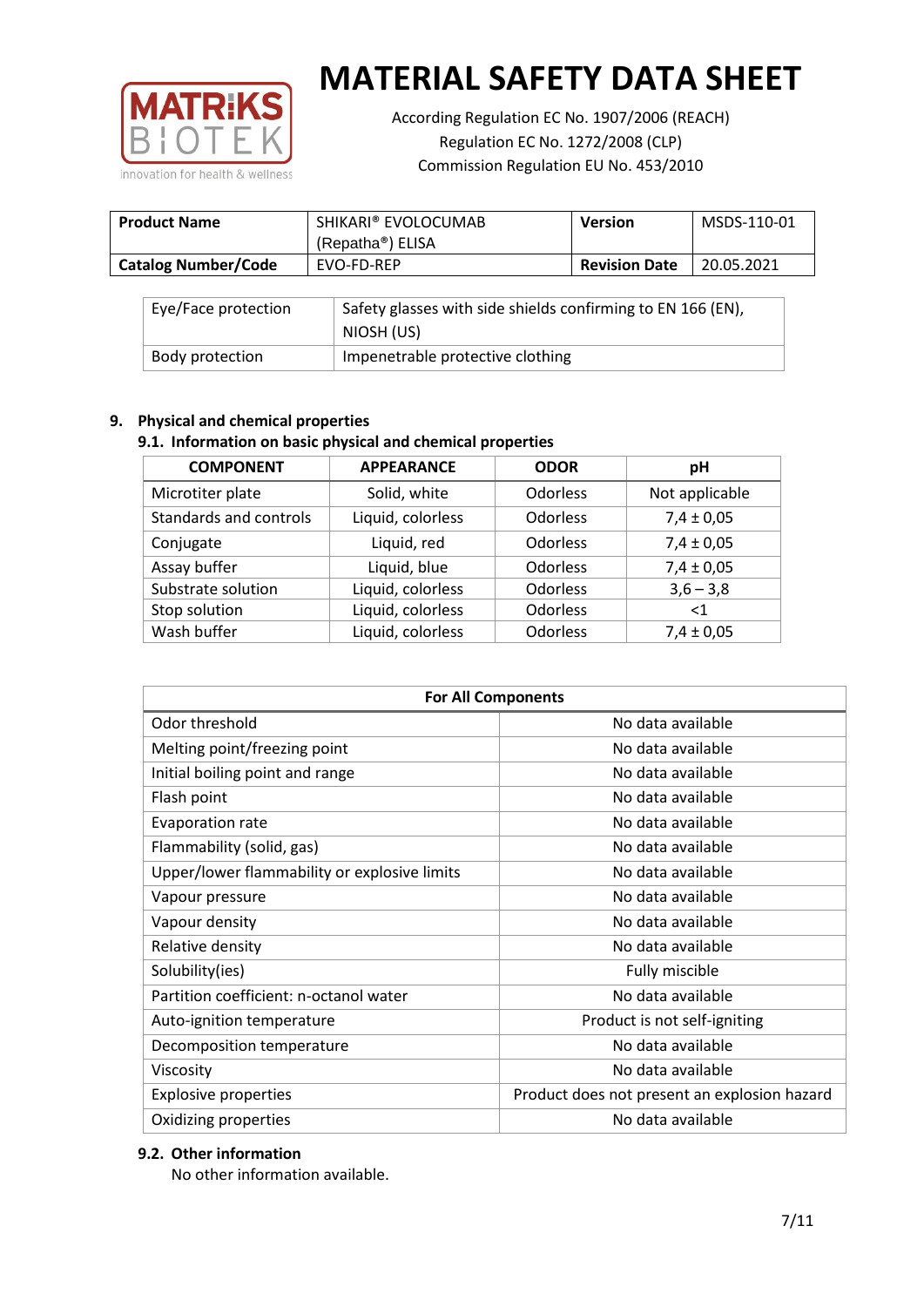# MATERIAL SAFETY DATA SHEET

According Regulation EC No. 1907/2006 (REACH)
Regulation EC No. 1272/2008 (CLP)
Commission Regulation EU No. 453/2010

| **Product Name** | SHIKARI® EVOLOCUMAB (Repatha®) ELISA | **Version** | MSDS-110-01 |
|---|---|---|---|
| **Catalog Number/Code** | EVO-FD-REP | **Revision Date** | 20.05.2021 |

| | |
|---|---|
| Eye/Face protection | Safety glasses with side shields confirming to EN 166 (EN), NIOSH (US) |
| Body protection | Impenetrable protective clothing |

## 9. Physical and chemical properties

### 9.1. Information on basic physical and chemical properties

| COMPONENT | APPEARANCE | ODOR | pH |
|---|---|---|---|
| Microtiter plate | Solid, white | Odorless | Not applicable |
| Standards and controls | Liquid, colorless | Odorless | 7,4 ± 0,05 |
| Conjugate | Liquid, red | Odorless | 7,4 ± 0,05 |
| Assay buffer | Liquid, blue | Odorless | 7,4 ± 0,05 |
| Substrate solution | Liquid, colorless | Odorless | 3,6 – 3,8 |
| Stop solution | Liquid, colorless | Odorless | <1 |
| Wash buffer | Liquid, colorless | Odorless | 7,4 ± 0,05 |

| For All Components | |
|---|---|
| Odor threshold | No data available |
| Melting point/freezing point | No data available |
| Initial boiling point and range | No data available |
| Flash point | No data available |
| Evaporation rate | No data available |
| Flammability (solid, gas) | No data available |
| Upper/lower flammability or explosive limits | No data available |
| Vapour pressure | No data available |
| Vapour density | No data available |
| Relative density | No data available |
| Solubility(ies) | Fully miscible |
| Partition coefficient: n-octanol water | No data available |
| Auto-ignition temperature | Product is not self-igniting |
| Decomposition temperature | No data available |
| Viscosity | No data available |
| Explosive properties | Product does not present an explosion hazard |
| Oxidizing properties | No data available |

### 9.2. Other information

No other information available.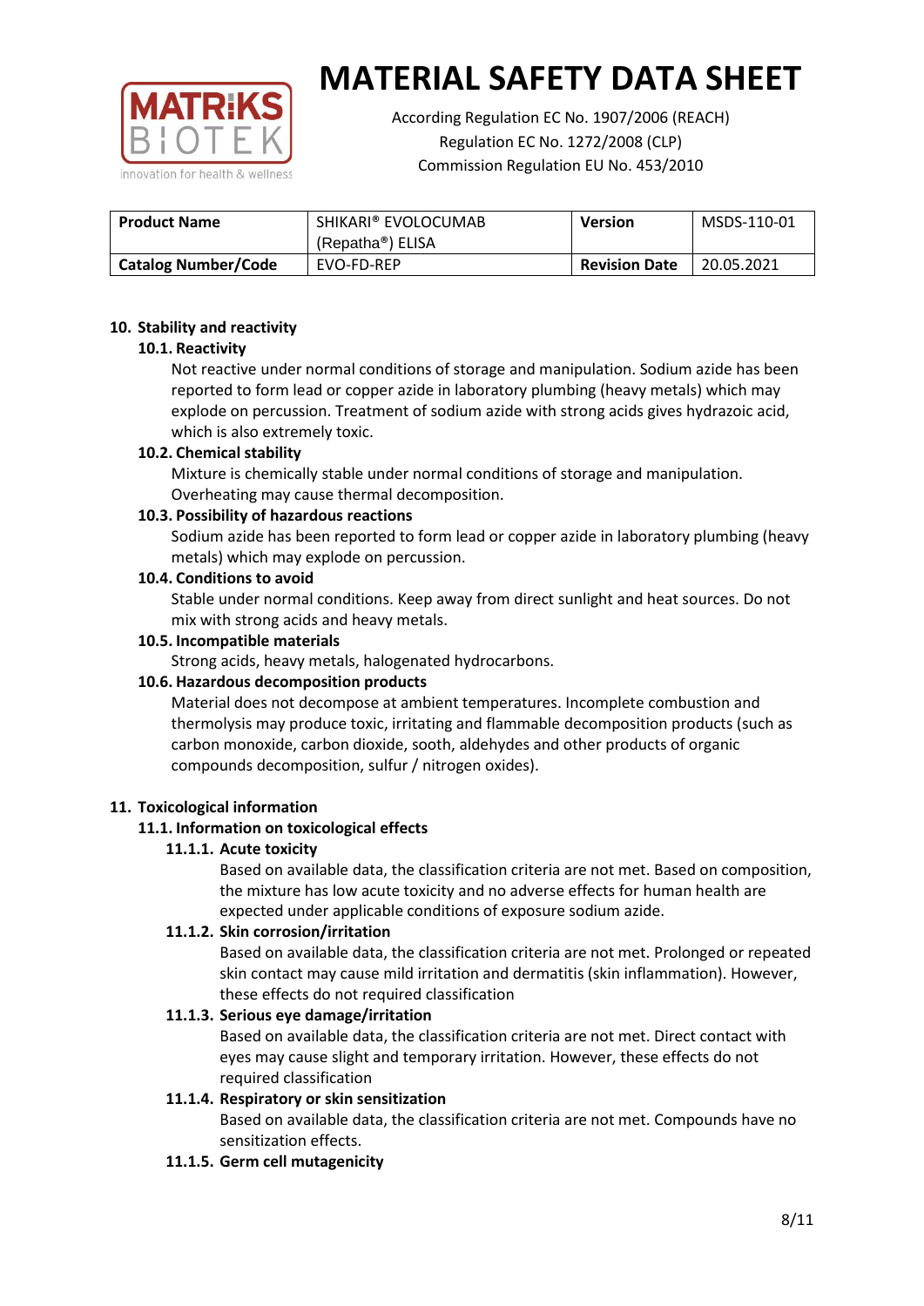# MATERIAL SAFETY DATA SHEET

According Regulation EC No. 1907/2006 (REACH)
Regulation EC No. 1272/2008 (CLP)
Commission Regulation EU No. 453/2010

| **Product Name** | SHIKARI® EVOLOCUMAB (Repatha®) ELISA | **Version** | MSDS-110-01 |
|---|---|---|---|
| **Catalog Number/Code** | EVO-FD-REP | **Revision Date** | 20.05.2021 |

## 10. Stability and reactivity

### 10.1. Reactivity

Not reactive under normal conditions of storage and manipulation. Sodium azide has been reported to form lead or copper azide in laboratory plumbing (heavy metals) which may explode on percussion. Treatment of sodium azide with strong acids gives hydrazoic acid, which is also extremely toxic.

### 10.2. Chemical stability

Mixture is chemically stable under normal conditions of storage and manipulation. Overheating may cause thermal decomposition.

### 10.3. Possibility of hazardous reactions

Sodium azide has been reported to form lead or copper azide in laboratory plumbing (heavy metals) which may explode on percussion.

### 10.4. Conditions to avoid

Stable under normal conditions. Keep away from direct sunlight and heat sources. Do not mix with strong acids and heavy metals.

### 10.5. Incompatible materials

Strong acids, heavy metals, halogenated hydrocarbons.

### 10.6. Hazardous decomposition products

Material does not decompose at ambient temperatures. Incomplete combustion and thermolysis may produce toxic, irritating and flammable decomposition products (such as carbon monoxide, carbon dioxide, sooth, aldehydes and other products of organic compounds decomposition, sulfur / nitrogen oxides).

## 11. Toxicological information

### 11.1. Information on toxicological effects

#### 11.1.1. Acute toxicity

Based on available data, the classification criteria are not met. Based on composition, the mixture has low acute toxicity and no adverse effects for human health are expected under applicable conditions of exposure sodium azide.

#### 11.1.2. Skin corrosion/irritation

Based on available data, the classification criteria are not met. Prolonged or repeated skin contact may cause mild irritation and dermatitis (skin inflammation). However, these effects do not required classification

#### 11.1.3. Serious eye damage/irritation

Based on available data, the classification criteria are not met. Direct contact with eyes may cause slight and temporary irritation. However, these effects do not required classification

#### 11.1.4. Respiratory or skin sensitization

Based on available data, the classification criteria are not met. Compounds have no sensitization effects.

#### 11.1.5. Germ cell mutagenicity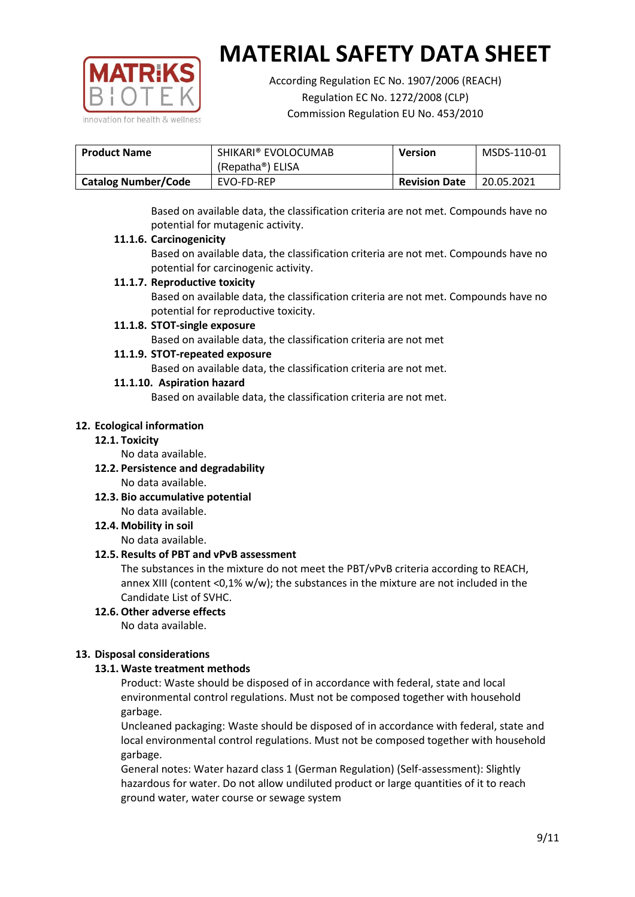| Product Name | SHIKARI® EVOLOCUMAB (Repatha®) ELISA | Version | MSDS-110-01 |
|---|---|---|---|
| Catalog Number/Code | EVO-FD-REP | Revision Date | 20.05.2021 |

Based on available data, the classification criteria are not met. Compounds have no potential for mutagenic activity.

**11.1.6. Carcinogenicity**

Based on available data, the classification criteria are not met. Compounds have no potential for carcinogenic activity.

**11.1.7. Reproductive toxicity**

Based on available data, the classification criteria are not met. Compounds have no potential for reproductive toxicity.

**11.1.8. STOT-single exposure**

Based on available data, the classification criteria are not met

**11.1.9. STOT-repeated exposure**

Based on available data, the classification criteria are not met.

**11.1.10. Aspiration hazard**

Based on available data, the classification criteria are not met.

## 12. Ecological information

### 12.1. Toxicity

No data available.

### 12.2. Persistence and degradability

No data available.

### 12.3. Bio accumulative potential

No data available.

### 12.4. Mobility in soil

No data available.

### 12.5. Results of PBT and vPvB assessment

The substances in the mixture do not meet the PBT/vPvB criteria according to REACH, annex XIII (content <0,1% w/w); the substances in the mixture are not included in the Candidate List of SVHC.

### 12.6. Other adverse effects

No data available.

## 13. Disposal considerations

### 13.1. Waste treatment methods

Product: Waste should be disposed of in accordance with federal, state and local environmental control regulations. Must not be composed together with household garbage.

Uncleaned packaging: Waste should be disposed of in accordance with federal, state and local environmental control regulations. Must not be composed together with household garbage.

General notes: Water hazard class 1 (German Regulation) (Self-assessment): Slightly hazardous for water. Do not allow undiluted product or large quantities of it to reach ground water, water course or sewage system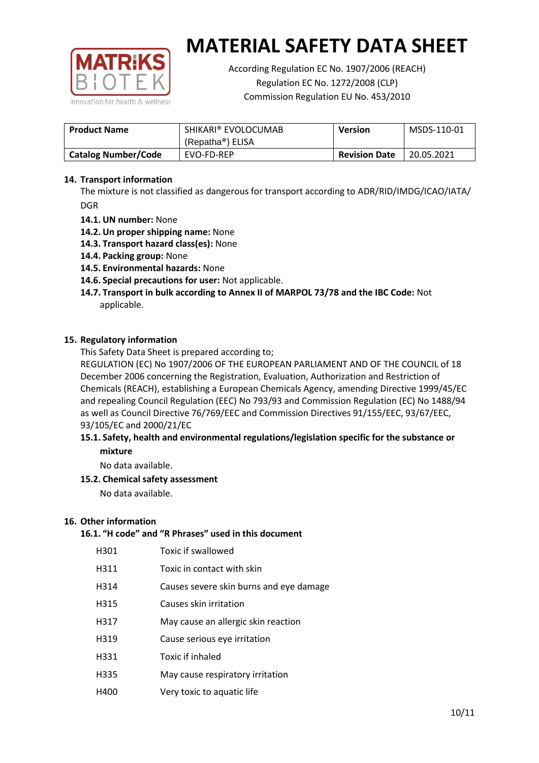# MATERIAL SAFETY DATA SHEET

According Regulation EC No. 1907/2006 (REACH)
Regulation EC No. 1272/2008 (CLP)
Commission Regulation EU No. 453/2010

| **Product Name** | SHIKARI® EVOLOCUMAB (Repatha®) ELISA | **Version** | MSDS-110-01 |
|---|---|---|---|
| **Catalog Number/Code** | EVO-FD-REP | **Revision Date** | 20.05.2021 |

## 14. Transport information

The mixture is not classified as dangerous for transport according to ADR/RID/IMDG/ICAO/IATA/ DGR

- **14.1. UN number:** None
- **14.2. Un proper shipping name:** None
- **14.3. Transport hazard class(es):** None
- **14.4. Packing group:** None
- **14.5. Environmental hazards:** None
- **14.6. Special precautions for user:** Not applicable.
- **14.7. Transport in bulk according to Annex II of MARPOL 73/78 and the IBC Code:** Not applicable.

## 15. Regulatory information

This Safety Data Sheet is prepared according to;

REGULATION (EC) No 1907/2006 OF THE EUROPEAN PARLIAMENT AND OF THE COUNCIL of 18 December 2006 concerning the Registration, Evaluation, Authorization and Restriction of Chemicals (REACH), establishing a European Chemicals Agency, amending Directive 1999/45/EC and repealing Council Regulation (EEC) No 793/93 and Commission Regulation (EC) No 1488/94 as well as Council Directive 76/769/EEC and Commission Directives 91/155/EEC, 93/67/EEC, 93/105/EC and 2000/21/EC

**15.1. Safety, health and environmental regulations/legislation specific for the substance or mixture**

No data available.

**15.2. Chemical safety assessment**

No data available.

## 16. Other information

**16.1. "H code" and "R Phrases" used in this document**

| | |
|---|---|
| H301 | Toxic if swallowed |
| H311 | Toxic in contact with skin |
| H314 | Causes severe skin burns and eye damage |
| H315 | Causes skin irritation |
| H317 | May cause an allergic skin reaction |
| H319 | Cause serious eye irritation |
| H331 | Toxic if inhaled |
| H335 | May cause respiratory irritation |
| H400 | Very toxic to aquatic life |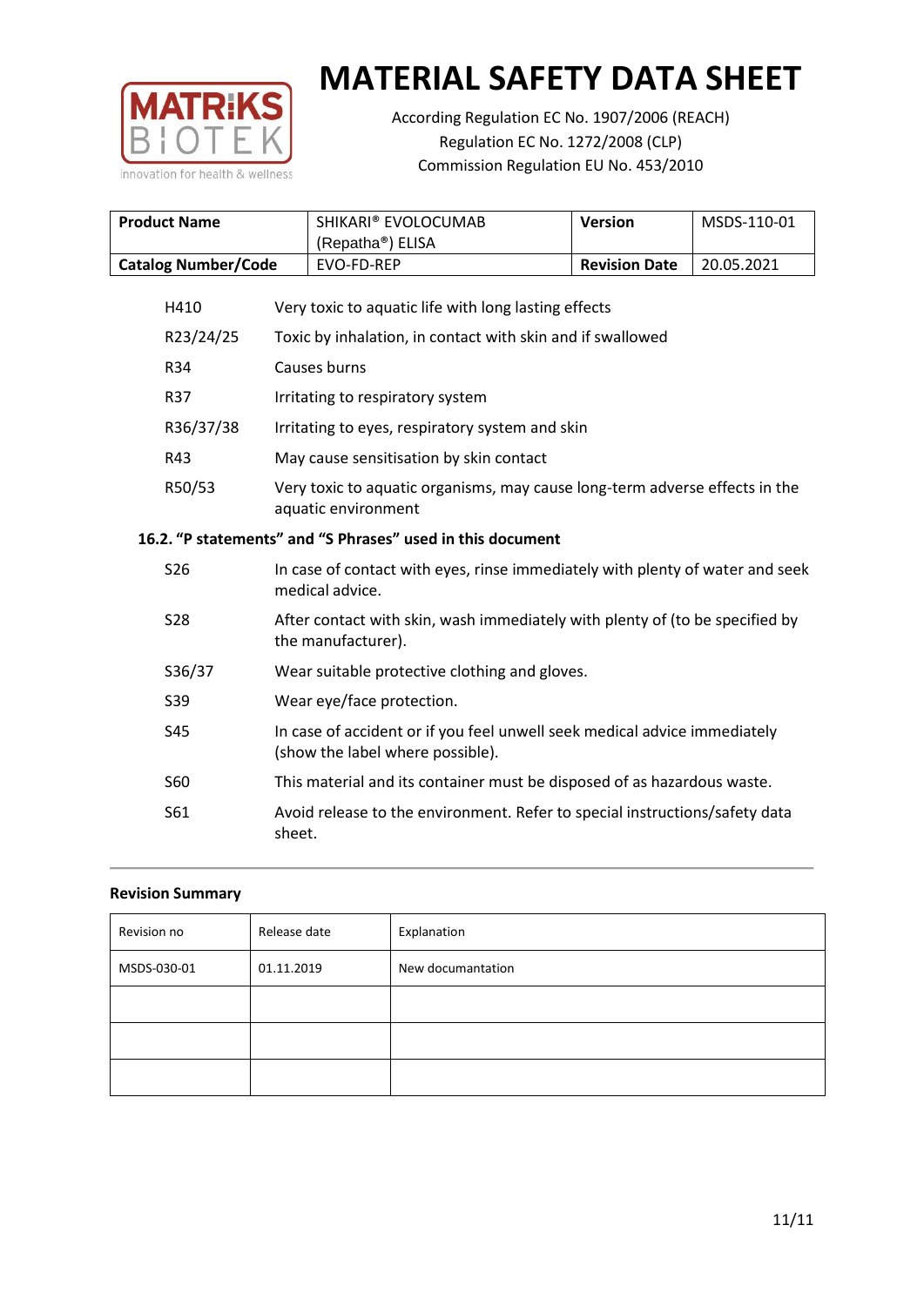| | | | |
|---|---|---|---|
| **Product Name** | SHIKARI® EVOLOCUMAB (Repatha®) ELISA | **Version** | MSDS-110-01 |
| **Catalog Number/Code** | EVO-FD-REP | **Revision Date** | 20.05.2021 |

| | |
|---|---|
| H410 | Very toxic to aquatic life with long lasting effects |
| R23/24/25 | Toxic by inhalation, in contact with skin and if swallowed |
| R34 | Causes burns |
| R37 | Irritating to respiratory system |
| R36/37/38 | Irritating to eyes, respiratory system and skin |
| R43 | May cause sensitisation by skin contact |
| R50/53 | Very toxic to aquatic organisms, may cause long-term adverse effects in the aquatic environment |

### 16.2. "P statements" and "S Phrases" used in this document

| | |
|---|---|
| S26 | In case of contact with eyes, rinse immediately with plenty of water and seek medical advice. |
| S28 | After contact with skin, wash immediately with plenty of (to be specified by the manufacturer). |
| S36/37 | Wear suitable protective clothing and gloves. |
| S39 | Wear eye/face protection. |
| S45 | In case of accident or if you feel unwell seek medical advice immediately (show the label where possible). |
| S60 | This material and its container must be disposed of as hazardous waste. |
| S61 | Avoid release to the environment. Refer to special instructions/safety data sheet. |

**Revision Summary**

| Revision no | Release date | Explanation |
|---|---|---|
| MSDS-030-01 | 01.11.2019 | New documantation |
| | | |
| | | |
| | | |